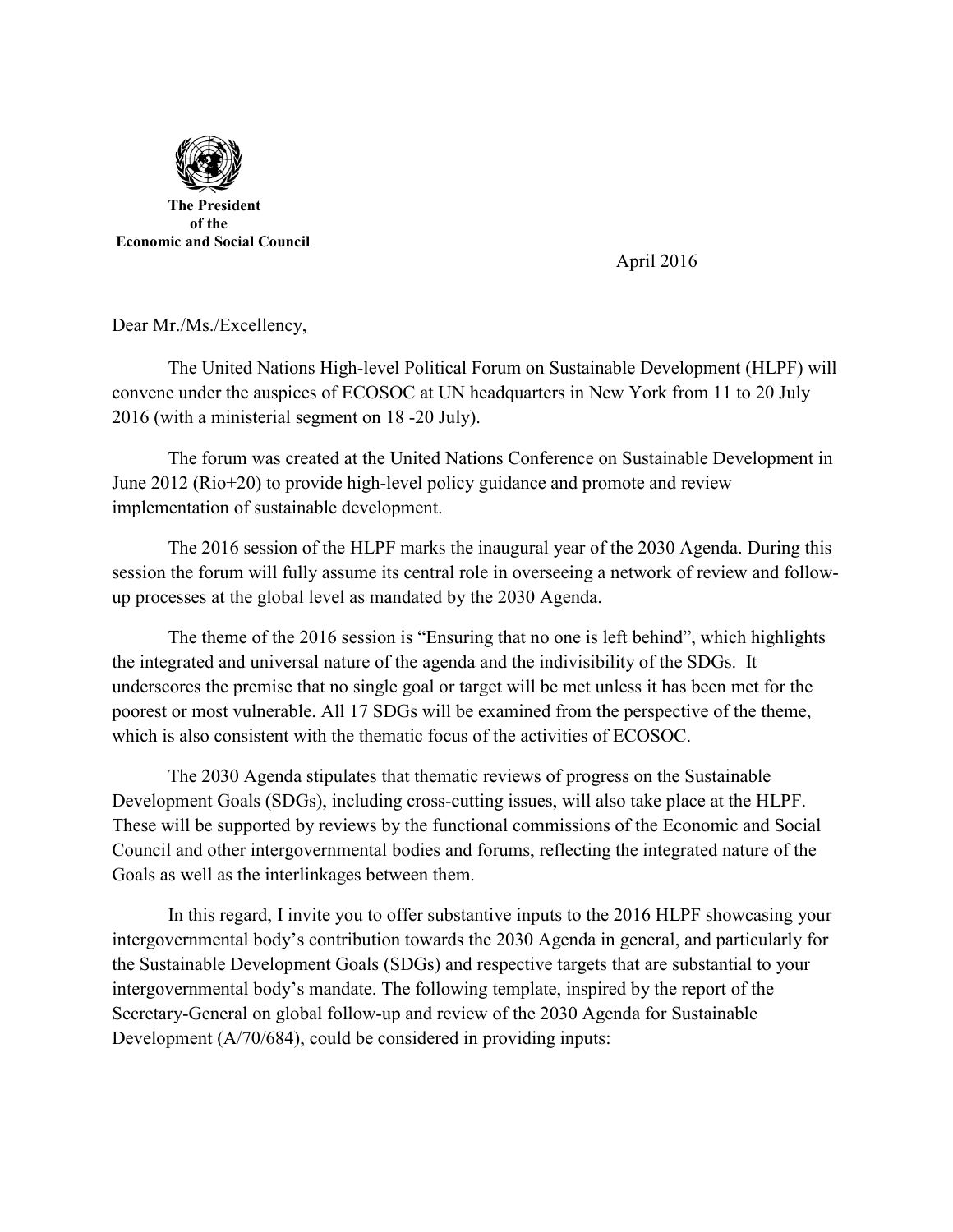**The President**
**of the**
**Economic and Social Council**

April 2016

Dear Mr./Ms./Excellency,

The United Nations High-level Political Forum on Sustainable Development (HLPF) will convene under the auspices of ECOSOC at UN headquarters in New York from 11 to 20 July 2016 (with a ministerial segment on 18 -20 July).

The forum was created at the United Nations Conference on Sustainable Development in June 2012 (Rio+20) to provide high-level policy guidance and promote and review implementation of sustainable development.

The 2016 session of the HLPF marks the inaugural year of the 2030 Agenda. During this session the forum will fully assume its central role in overseeing a network of review and follow-up processes at the global level as mandated by the 2030 Agenda.

The theme of the 2016 session is "Ensuring that no one is left behind", which highlights the integrated and universal nature of the agenda and the indivisibility of the SDGs. It underscores the premise that no single goal or target will be met unless it has been met for the poorest or most vulnerable. All 17 SDGs will be examined from the perspective of the theme, which is also consistent with the thematic focus of the activities of ECOSOC.

The 2030 Agenda stipulates that thematic reviews of progress on the Sustainable Development Goals (SDGs), including cross-cutting issues, will also take place at the HLPF. These will be supported by reviews by the functional commissions of the Economic and Social Council and other intergovernmental bodies and forums, reflecting the integrated nature of the Goals as well as the interlinkages between them.

In this regard, I invite you to offer substantive inputs to the 2016 HLPF showcasing your intergovernmental body's contribution towards the 2030 Agenda in general, and particularly for the Sustainable Development Goals (SDGs) and respective targets that are substantial to your intergovernmental body's mandate. The following template, inspired by the report of the Secretary-General on global follow-up and review of the 2030 Agenda for Sustainable Development (A/70/684), could be considered in providing inputs: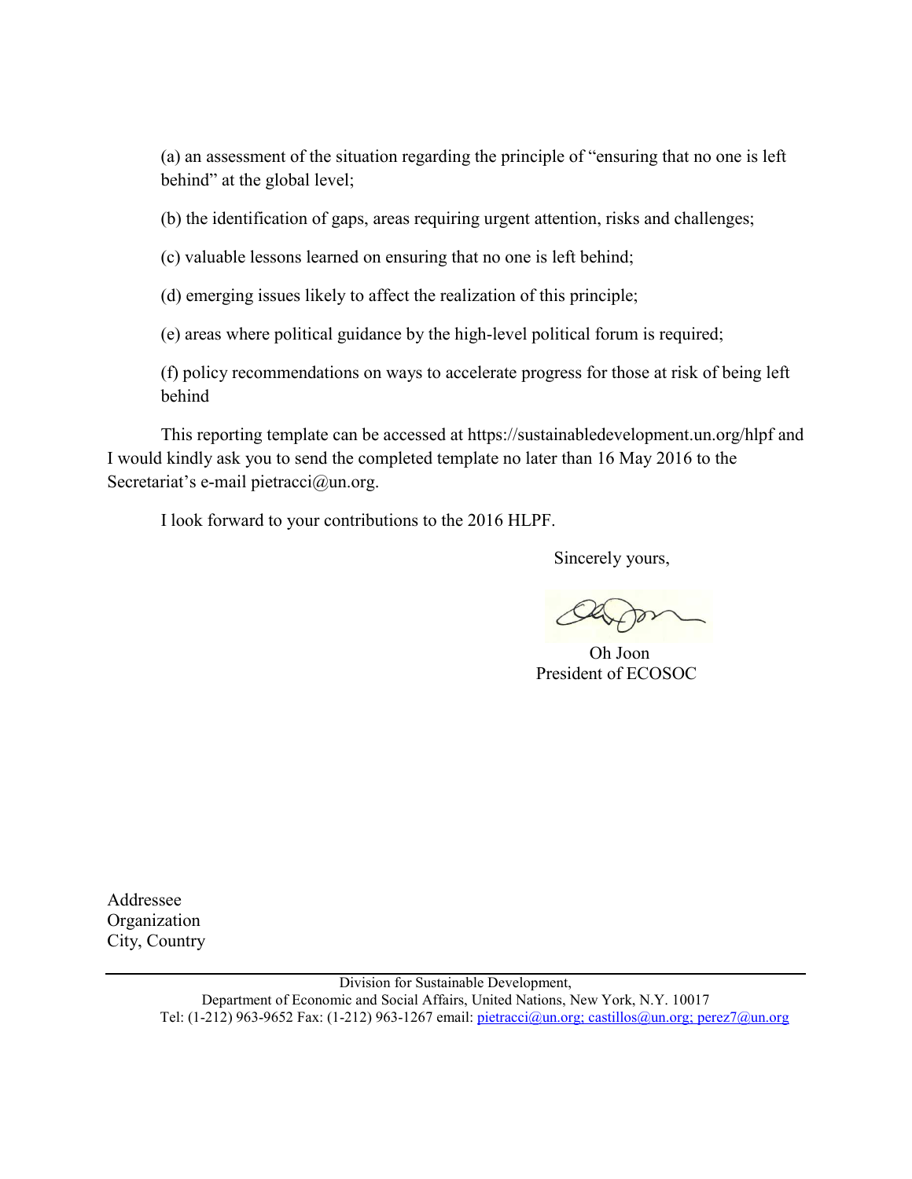(a) an assessment of the situation regarding the principle of "ensuring that no one is left behind" at the global level;

(b) the identification of gaps, areas requiring urgent attention, risks and challenges;

(c) valuable lessons learned on ensuring that no one is left behind;

(d) emerging issues likely to affect the realization of this principle;

(e) areas where political guidance by the high-level political forum is required;

(f) policy recommendations on ways to accelerate progress for those at risk of being left behind

This reporting template can be accessed at https://sustainabledevelopment.un.org/hlpf and I would kindly ask you to send the completed template no later than 16 May 2016 to the Secretariat's e-mail pietracci@un.org.

I look forward to your contributions to the 2016 HLPF.

Sincerely yours,

Oh Joon
President of ECOSOC

Addressee
Organization
City, Country

Division for Sustainable Development,
Department of Economic and Social Affairs, United Nations, New York, N.Y. 10017
Tel: (1-212) 963-9652 Fax: (1-212) 963-1267 email: pietracci@un.org; castillos@un.org; perez7@un.org